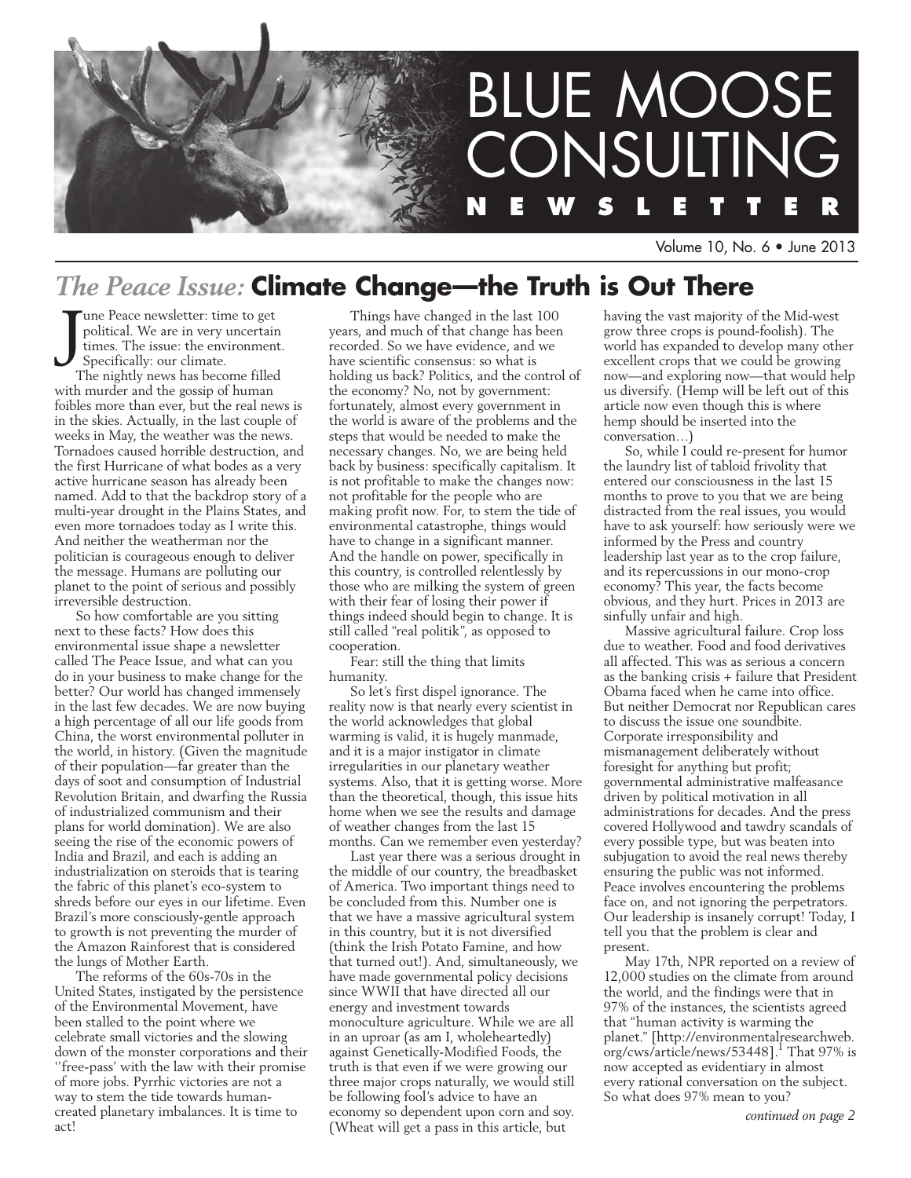# BLUE MOOSE CONSULTING NEWSLETTER

Volume 10, No. 6 • June 2013

## *The Peace Issue:* Climate Change—the Truth is Out There

June Peace newsletter: time to get political. We are in very uncertain times. The issue: the environment. Specifically: our climate.

The nightly news has become filled with murder and the gossip of human foibles more than ever, but the real news is in the skies. Actually, in the last couple of weeks in May, the weather was the news. Tornadoes caused horrible destruction, and the first Hurricane of what bodes as a very active hurricane season has already been named. Add to that the backdrop story of a multi-year drought in the Plains States, and even more tornadoes today as I write this. And neither the weatherman nor the politician is courageous enough to deliver the message. Humans are polluting our planet to the point of serious and possibly irreversible destruction.

So how comfortable are you sitting next to these facts? How does this environmental issue shape a newsletter called The Peace Issue, and what can you do in your business to make change for the better? Our world has changed immensely in the last few decades. We are now buying a high percentage of all our life goods from China, the worst environmental polluter in the world, in history. (Given the magnitude of their population—far greater than the days of soot and consumption of Industrial Revolution Britain, and dwarfing the Russia of industrialized communism and their plans for world domination). We are also seeing the rise of the economic powers of India and Brazil, and each is adding an industrialization on steroids that is tearing the fabric of this planet's eco-system to shreds before our eyes in our lifetime. Even Brazil's more consciously-gentle approach to growth is not preventing the murder of the Amazon Rainforest that is considered the lungs of Mother Earth.

The reforms of the 60s-70s in the United States, instigated by the persistence of the Environmental Movement, have been stalled to the point where we celebrate small victories and the slowing down of the monster corporations and their ''free-pass' with the law with their promise of more jobs. Pyrrhic victories are not a way to stem the tide towards human-created planetary imbalances. It is time to act!

Things have changed in the last 100 years, and much of that change has been recorded. So we have evidence, and we have scientific consensus: so what is holding us back? Politics, and the control of the economy? No, not by government: fortunately, almost every government in the world is aware of the problems and the steps that would be needed to make the necessary changes. No, we are being held back by business: specifically capitalism. It is not profitable to make the changes now: not profitable for the people who are making profit now. For, to stem the tide of environmental catastrophe, things would have to change in a significant manner. And the handle on power, specifically in this country, is controlled relentlessly by those who are milking the system of green with their fear of losing their power if things indeed should begin to change. It is still called "real politik", as opposed to cooperation.

Fear: still the thing that limits humanity.

So let's first dispel ignorance. The reality now is that nearly every scientist in the world acknowledges that global warming is valid, it is hugely manmade, and it is a major instigator in climate irregularities in our planetary weather systems. Also, that it is getting worse. More than the theoretical, though, this issue hits home when we see the results and damage of weather changes from the last 15 months. Can we remember even yesterday?

Last year there was a serious drought in the middle of our country, the breadbasket of America. Two important things need to be concluded from this. Number one is that we have a massive agricultural system in this country, but it is not diversified (think the Irish Potato Famine, and how that turned out!). And, simultaneously, we have made governmental policy decisions since WWII that have directed all our energy and investment towards monoculture agriculture. While we are all in an uproar (as am I, wholeheartedly) against Genetically-Modified Foods, the truth is that even if we were growing our three major crops naturally, we would still be following fool's advice to have an economy so dependent upon corn and soy. (Wheat will get a pass in this article, but having the vast majority of the Mid-west grow three crops is pound-foolish). The world has expanded to develop many other excellent crops that we could be growing now—and exploring now—that would help us diversify. (Hemp will be left out of this article now even though this is where hemp should be inserted into the conversation…)

So, while I could re-present for humor the laundry list of tabloid frivolity that entered our consciousness in the last 15 months to prove to you that we are being distracted from the real issues, you would have to ask yourself: how seriously were we informed by the Press and country leadership last year as to the crop failure, and its repercussions in our mono-crop economy? This year, the facts become obvious, and they hurt. Prices in 2013 are sinfully unfair and high.

Massive agricultural failure. Crop loss due to weather. Food and food derivatives all affected. This was as serious a concern as the banking crisis + failure that President Obama faced when he came into office. But neither Democrat nor Republican cares to discuss the issue one soundbite. Corporate irresponsibility and mismanagement deliberately without foresight for anything but profit; governmental administrative malfeasance driven by political motivation in all administrations for decades. And the press covered Hollywood and tawdry scandals of every possible type, but was beaten into subjugation to avoid the real news thereby ensuring the public was not informed. Peace involves encountering the problems face on, and not ignoring the perpetrators. Our leadership is insanely corrupt! Today, I tell you that the problem is clear and present.

May 17th, NPR reported on a review of 12,000 studies on the climate from around the world, and the findings were that in 97% of the instances, the scientists agreed that "human activity is warming the planet." [http://environmentalresearchweb.org/cws/article/news/53448].[1] That 97% is now accepted as evidentiary in almost every rational conversation on the subject. So what does 97% mean to you?

*continued on page 2*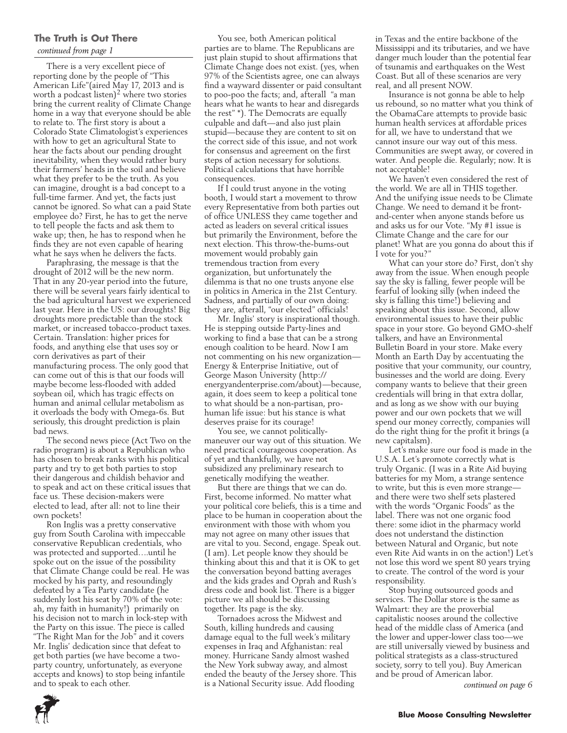### The Truth is Out There

*continued from page 1*

There is a very excellent piece of reporting done by the people of "This American Life"(aired May 17, 2013 and is worth a podcast listen)[2] where two stories bring the current reality of Climate Change home in a way that everyone should be able to relate to. The first story is about a Colorado State Climatologist's experiences with how to get an agricultural State to hear the facts about our pending drought inevitability, when they would rather bury their farmers' heads in the soil and believe what they prefer to be the truth. As you can imagine, drought is a bad concept to a full-time farmer. And yet, the facts just cannot be ignored. So what can a paid State employee do? First, he has to get the nerve to tell people the facts and ask them to wake up; then, he has to respond when he finds they are not even capable of hearing what he says when he delivers the facts.

Paraphrasing, the message is that the drought of 2012 will be the new norm. That in any 20-year period into the future, there will be several years fairly identical to the bad agricultural harvest we experienced last year. Here in the US: our droughts! Big droughts more predictable than the stock market, or increased tobacco-product taxes. Certain. Translation: higher prices for foods, and anything else that uses soy or corn derivatives as part of their manufacturing process. The only good that can come out of this is that our foods will maybe become less-flooded with added soybean oil, which has tragic effects on human and animal cellular metabolism as it overloads the body with Omega-6s. But seriously, this drought prediction is plain bad news.

The second news piece (Act Two on the radio program) is about a Republican who has chosen to break ranks with his political party and try to get both parties to stop their dangerous and childish behavior and to speak and act on these critical issues that face us. These decision-makers were elected to lead, after all: not to line their own pockets!

Ron Inglis was a pretty conservative guy from South Carolina with impeccable conservative Republican credentials, who was protected and supported....until he spoke out on the issue of the possibility that Climate Change could be real. He was mocked by his party, and resoundingly defeated by a Tea Party candidate (he suddenly lost his seat by 70% of the vote: ah, my faith in humanity!) primarily on his decision not to march in lock-step with the Party on this issue. The piece is called "The Right Man for the Job" and it covers Mr. Inglis' dedication since that defeat to get both parties (we have become a two-party country, unfortunately, as everyone accepts and knows) to stop being infantile and to speak to each other.

You see, both American political parties are to blame. The Republicans are just plain stupid to shout affirmations that Climate Change does not exist. (yes, when 97% of the Scientists agree, one can always find a wayward dissenter or paid consultant to poo-poo the facts; and, afterall "a man hears what he wants to hear and disregards the rest" *). The Democrats are equally culpable and daft—and also just plain stupid—because they are content to sit on the correct side of this issue, and not work for consensus and agreement on the first steps of action necessary for solutions. Political calculations that have horrible consequences.

If I could trust anyone in the voting booth, I would start a movement to throw every Representative from both parties out of office UNLESS they came together and acted as leaders on several critical issues but primarily the Environment, before the next election. This throw-the-bums-out movement would probably gain tremendous traction from every organization, but unfortunately the dilemma is that no one trusts anyone else in politics in America in the 21st Century. Sadness, and partially of our own doing: they are, afterall, "our elected" officials!

Mr. Inglis' story is inspirational though. He is stepping outside Party-lines and working to find a base that can be a strong enough coalition to be heard. Now I am not commenting on his new organization—Energy & Enterprise Initiative, out of George Mason University (http://energyandenterprise.com/about)—because, again, it does seem to keep a political tone to what should be a non-partisan, pro-human life issue: but his stance is what deserves praise for its courage!

You see, we cannot politically-maneuver our way out of this situation. We need practical courageous cooperation. As of yet and thankfully, we have not subsidized any preliminary research to genetically modifying the weather.

But there are things that we can do. First, become informed. No matter what your political core beliefs, this is a time and place to be human in cooperation about the environment with those with whom you may not agree on many other issues that are vital to you. Second, engage. Speak out. (I am). Let people know they should be thinking about this and that it is OK to get the conversation beyond batting averages and the kids grades and Oprah and Rush's dress code and book list. There is a bigger picture we all should be discussing together. Its page is the sky.

Tornadoes across the Midwest and South, killing hundreds and causing damage equal to the full week's military expenses in Iraq and Afghanistan: real money. Hurricane Sandy almost washed the New York subway away, and almost ended the beauty of the Jersey shore. This is a National Security issue. Add flooding in Texas and the entire backbone of the Mississippi and its tributaries, and we have danger much louder than the potential fear of tsunamis and earthquakes on the West Coast. But all of these scenarios are very real, and all present NOW.

Insurance is not gonna be able to help us rebound, so no matter what you think of the ObamaCare attempts to provide basic human health services at affordable prices for all, we have to understand that we cannot insure our way out of this mess. Communities are swept away, or covered in water. And people die. Regularly; now. It is not acceptable!

We haven't even considered the rest of the world. We are all in THIS together. And the unifying issue needs to be Climate Change. We need to demand it be front-and-center when anyone stands before us and asks us for our Vote. "My #1 issue is Climate Change and the care for our planet! What are you gonna do about this if I vote for you?"

What can your store do? First, don't shy away from the issue. When enough people say the sky is falling, fewer people will be fearful of looking silly (when indeed the sky is falling this time!) believing and speaking about this issue. Second, allow environmental issues to have their public space in your store. Go beyond GMO-shelf talkers, and have an Environmental Bulletin Board in your store. Make every Month an Earth Day by accentuating the positive that your community, our country, businesses and the world are doing. Every company wants to believe that their green credentials will bring in that extra dollar, and as long as we show with our buying power and our own pockets that we will spend our money correctly, companies will do the right thing for the profit it brings (a new capitalsm).

Let's make sure our food is made in the U.S.A. Let's promote correctly what is truly Organic. (I was in a Rite Aid buying batteries for my Mom, a strange sentence to write, but this is even more strange—and there were two shelf sets plastered with the words "Organic Foods" as the label. There was not one organic food there: some idiot in the pharmacy world does not understand the distinction between Natural and Organic, but note even Rite Aid wants in on the action!) Let's not lose this word we spent 80 years trying to create. The control of the word is your responsibility.

Stop buying outsourced goods and services. The Dollar store is the same as Walmart: they are the proverbial capitalistic nooses around the collective head of the middle class of America (and the lower and upper-lower class too—we are still universally viewed by business and political strategists as a class-structured society, sorry to tell you). Buy American and be proud of American labor.

*continued on page 6*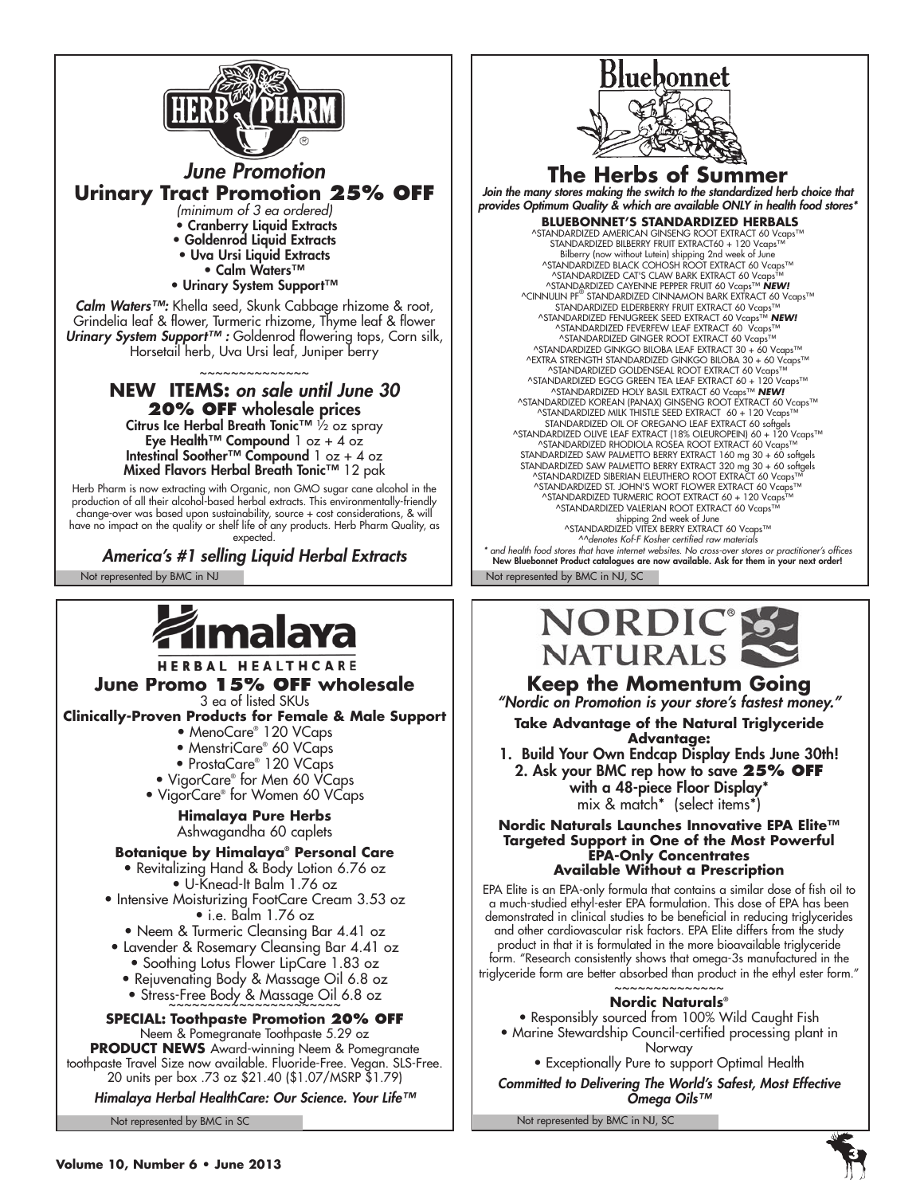# HERB PHARM

## *June Promotion*

### Urinary Tract Promotion 25% OFF

*(minimum of 3 ea ordered)*

- Cranberry Liquid Extracts
- Goldenrod Liquid Extracts
- Uva Ursi Liquid Extracts
- Calm Waters™
- Urinary System Support™

***Calm Waters™:*** Khella seed, Skunk Cabbage rhizome & root, Grindelia leaf & flower, Turmeric rhizome, Thyme leaf & flower
***Urinary System Support™ :*** Goldenrod flowering tops, Corn silk, Horsetail herb, Uva Ursi leaf, Juniper berry

~~~~~~~~~~~~~~

### NEW ITEMS: *on sale until June 30*

**20% OFF** wholesale prices

**Citrus Ice Herbal Breath Tonic™** ½ oz spray
**Eye Health™ Compound** 1 oz + 4 oz
**Intestinal Soother™ Compound** 1 oz + 4 oz
**Mixed Flavors Herbal Breath Tonic™** 12 pak

Herb Pharm is now extracting with Organic, non GMO sugar cane alcohol in the production of all their alcohol-based herbal extracts. This environmentally-friendly change-over was based upon sustainability, source + cost considerations, & will have no impact on the quality or shelf life of any products. Herb Pharm Quality, as expected.

***America's #1 selling Liquid Herbal Extracts***

Not represented by BMC in NJ

# Bluebonnet

## The Herbs of Summer

***Join the many stores making the switch to the standardized herb choice that provides Optimum Quality & which are available ONLY in health food stores****

### BLUEBONNET'S STANDARDIZED HERBALS

^STANDARDIZED AMERICAN GINSENG ROOT EXTRACT 60 Vcaps™
STANDARDIZED BILBERRY FRUIT EXTRACT60 + 120 Vcaps™
Bilberry (now without Lutein) shipping 2nd week of June
^STANDARDIZED BLACK COHOSH ROOT EXTRACT 60 Vcaps™
^STANDARDIZED CAT'S CLAW BARK EXTRACT 60 Vcaps™
^STANDARDIZED CAYENNE PEPPER FRUIT 60 Vcaps™ ***NEW!***
^CINNULIN PF® STANDARDIZED CINNAMON BARK EXTRACT 60 Vcaps™
STANDARDIZED ELDERBERRY FRUIT EXTRACT 60 Vcaps™
^STANDARDIZED FENUGREEK SEED EXTRACT 60 Vcaps™ ***NEW!***
^STANDARDIZED FEVERFEW LEAF EXTRACT 60 Vcaps™
^STANDARDIZED GINGER ROOT EXTRACT 60 Vcaps™
^STANDARDIZED GINKGO BILOBA LEAF EXTRACT 30 + 60 Vcaps™
^EXTRA STRENGTH STANDARDIZED GINKGO BILOBA 30 + 60 Vcaps™
^STANDARDIZED GOLDENSEAL ROOT EXTRACT 60 Vcaps™
^STANDARDIZED EGCG GREEN TEA LEAF EXTRACT 60 + 120 Vcaps™
^STANDARDIZED HOLY BASIL EXTRACT 60 Vcaps™ ***NEW!***
^STANDARDIZED KOREAN (PANAX) GINSENG ROOT EXTRACT 60 Vcaps™
^STANDARDIZED MILK THISTLE SEED EXTRACT 60 + 120 Vcaps™
STANDARDIZED OIL OF OREGANO LEAF EXTRACT 60 softgels
^STANDARDIZED OLIVE LEAF EXTRACT (18% OLEUROPEIN) 60 + 120 Vcaps™
^STANDARDIZED RHODIOLA ROSEA ROOT EXTRACT 60 Vcaps™
STANDARDIZED SAW PALMETTO BERRY EXTRACT 160 mg 30 + 60 softgels
STANDARDIZED SAW PALMETTO BERRY EXTRACT 320 mg 30 + 60 softgels
^STANDARDIZED SIBERIAN ELEUTHERO ROOT EXTRACT 60 Vcaps™
^STANDARDIZED ST. JOHN'S WORT FLOWER EXTRACT 60 Vcaps™
^STANDARDIZED TURMERIC ROOT EXTRACT 60 + 120 Vcaps™
^STANDARDIZED VALERIAN ROOT EXTRACT 60 Vcaps™
shipping 2nd week of June
^STANDARDIZED VITEX BERRY EXTRACT 60 Vcaps™
*^^denotes Kof-F Kosher certified raw materials*

** and health food stores that have internet websites. No cross-over stores or practitioner's offices*
**New Bluebonnet Product catalogues are now available. Ask for them in your next order!**

Not represented by BMC in NJ, SC

# Himalaya

HERBAL HEALTHCARE

## June Promo 15% OFF wholesale

3 ea of listed SKUs

### Clinically-Proven Products for Female & Male Support

- MenoCare® 120 VCaps
- MenstriCare® 60 VCaps
- ProstaCare® 120 VCaps
- VigorCare® for Men 60 VCaps
- VigorCare® for Women 60 VCaps

**Himalaya Pure Herbs**
Ashwagandha 60 caplets

### Botanique by Himalaya® Personal Care

- Revitalizing Hand & Body Lotion 6.76 oz
- U-Knead-It Balm 1.76 oz
- Intensive Moisturizing FootCare Cream 3.53 oz
- i.e. Balm 1.76 oz
- Neem & Turmeric Cleansing Bar 4.41 oz
- Lavender & Rosemary Cleansing Bar 4.41 oz
- Soothing Lotus Flower LipCare 1.83 oz
- Rejuvenating Body & Massage Oil 6.8 oz
- Stress-Free Body & Massage Oil 6.8 oz

~~~~~~~~~~~~~~~~~~~~~

**SPECIAL: Toothpaste Promotion 20% OFF**
Neem & Pomegranate Toothpaste 5.29 oz

**PRODUCT NEWS** Award-winning Neem & Pomegranate toothpaste Travel Size now available. Fluoride-Free. Vegan. SLS-Free. 20 units per box .73 oz $21.40 ($1.07/MSRP $1.79)

***Himalaya Herbal HealthCare: Our Science. Your Life™***

Not represented by BMC in SC

# NORDIC® NATURALS

## Keep the Momentum Going

***"Nordic on Promotion is your store's fastest money."***

**Take Advantage of the Natural Triglyceride Advantage:**

1. Build Your Own Endcap Display Ends June 30th!
2. Ask your BMC rep how to save **25% OFF** with a 48-piece Floor Display*
   mix & match* (select items*)

### Nordic Naturals Launches Innovative EPA Elite™ Targeted Support in One of the Most Powerful EPA-Only Concentrates Available Without a Prescription

EPA Elite is an EPA-only formula that contains a similar dose of fish oil to a much-studied ethyl-ester EPA formulation. This dose of EPA has been demonstrated in clinical studies to be beneficial in reducing triglycerides and other cardiovascular risk factors. EPA Elite differs from the study product in that it is formulated in the more bioavailable triglyceride form. "Research consistently shows that omega-3s manufactured in the triglyceride form are better absorbed than product in the ethyl ester form."

~~~~~~~~~~~~~~

**Nordic Naturals®**

- Responsibly sourced from 100% Wild Caught Fish
- Marine Stewardship Council-certified processing plant in Norway
- Exceptionally Pure to support Optimal Health

***Committed to Delivering The World's Safest, Most Effective Omega Oils™***

Not represented by BMC in NJ, SC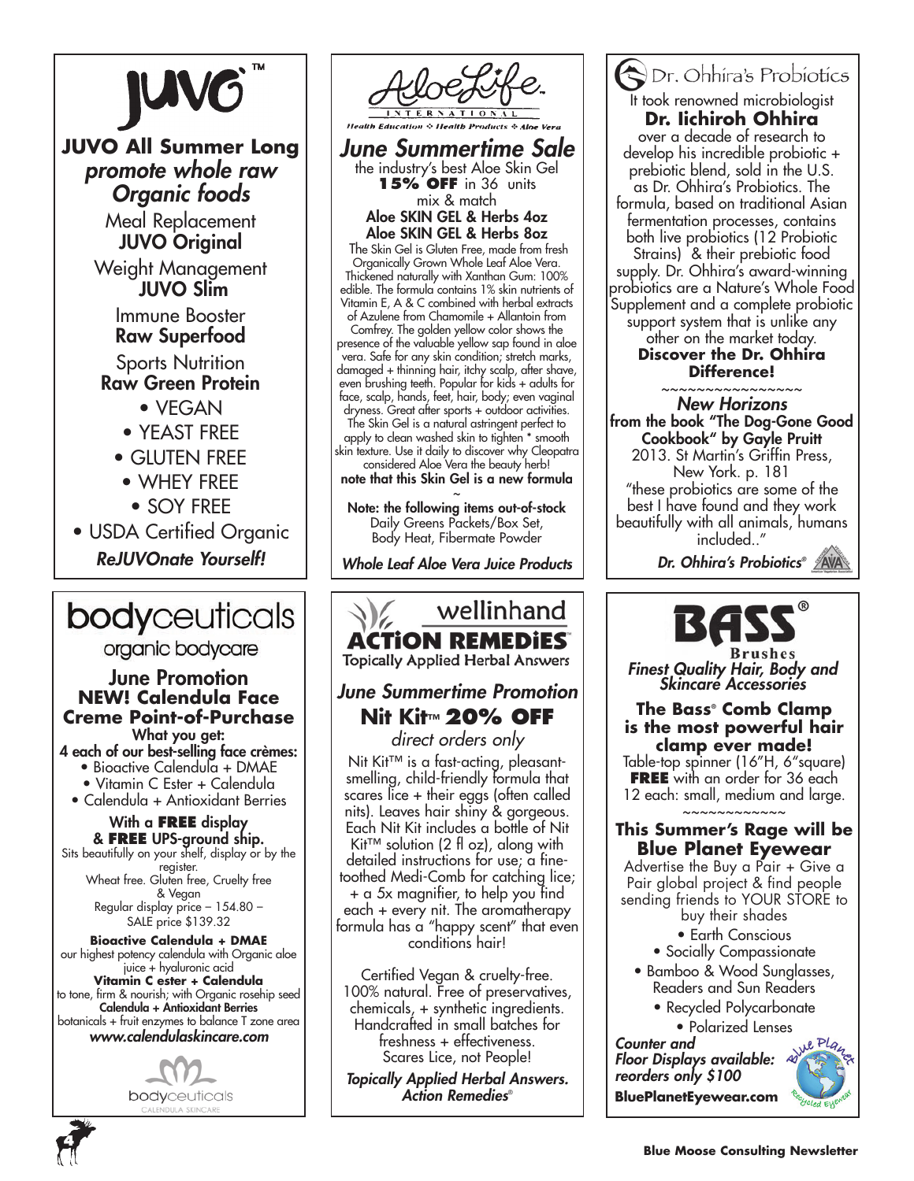# JUVO™

## JUVO All Summer Long

*promote whole raw Organic foods*

Meal Replacement
**JUVO Original**

Weight Management
**JUVO Slim**

Immune Booster
**Raw Superfood**

Sports Nutrition
**Raw Green Protein**

- VEGAN
- YEAST FREE
- GLUTEN FREE
- WHEY FREE
- SOY FREE
- USDA Certified Organic

***ReJUVOnate Yourself!***

---

# AloeLife International

Health Education ❖ Health Products ❖ Aloe Vera

## *June Summertime Sale*

the industry's best Aloe Skin Gel
**15% OFF** in 36 units
mix & match

**Aloe SKIN GEL & Herbs 4oz**
**Aloe SKIN GEL & Herbs 8oz**

The Skin Gel is Gluten Free, made from fresh Organically Grown Whole Leaf Aloe Vera. Thickened naturally with Xanthan Gum: 100% edible. The formula contains 1% skin nutrients of Vitamin E, A & C combined with herbal extracts of Azulene from Chamomile + Allantoin from Comfrey. The golden yellow color shows the presence of the valuable yellow sap found in aloe vera. Safe for any skin condition; stretch marks, damaged + thinning hair, itchy scalp, after shave, even brushing teeth. Popular for kids + adults for face, scalp, hands, feet, hair, body; even vaginal dryness. Great after sports + outdoor activities. The Skin Gel is a natural astringent perfect to apply to clean washed skin to tighten * smooth skin texture. Use it daily to discover why Cleopatra considered Aloe Vera the beauty herb!

**note that this Skin Gel is a new formula**

~

**Note: the following items out-of-stock**
Daily Greens Packets/Box Set, Body Heat, Fibermate Powder

***Whole Leaf Aloe Vera Juice Products***

---

# Dr. Ohhira's Probiotics

It took renowned microbiologist **Dr. Iichiroh Ohhira** over a decade of research to develop his incredible probiotic + prebiotic blend, sold in the U.S. as Dr. Ohhira's Probiotics. The formula, based on traditional Asian fermentation processes, contains both live probiotics (12 Probiotic Strains) & their prebiotic food supply. Dr. Ohhira's award-winning probiotics are a Nature's Whole Food Supplement and a complete probiotic support system that is unlike any other on the market today.

**Discover the Dr. Ohhira Difference!**

~~~~~~~~~~~~~~~~

***New Horizons***

**from the book "The Dog-Gone Good Cookbook" by Gayle Pruitt**
2013. St Martin's Griffin Press, New York. p. 181
"these probiotics are some of the best I have found and they work beautifully with all animals, humans included.."

***Dr. Ohhira's Probiotics®***

---

# bodyceuticals

organic bodycare

## June Promotion

### NEW! Calendula Face Creme Point-of-Purchase

**What you get:**
**4 each of our best-selling face crèmes:**

- Bioactive Calendula + DMAE
- Vitamin C Ester + Calendula
- Calendula + Antioxidant Berries

**With a FREE display & FREE UPS-ground ship.**

Sits beautifully on your shelf, display or by the register.
Wheat free. Gluten free, Cruelty free & Vegan
Regular display price – 154.80 – SALE price $139.32

**Bioactive Calendula + DMAE**
our highest potency calendula with Organic aloe juice + hyaluronic acid

**Vitamin C ester + Calendula**
to tone, firm & nourish; with Organic rosehip seed

**Calendula + Antioxidant Berries**
botanicals + fruit enzymes to balance T zone area

***www.calendulaskincare.com***

bodyceuticals
CALENDULA SKINCARE

---

# wellinhand ACTiON REMEDiES™

Topically Applied Herbal Answers

## *June Summertime Promotion*

### Nit Kit™ 20% OFF

*direct orders only*

Nit Kit™ is a fast-acting, pleasant-smelling, child-friendly formula that scares lice + their eggs (often called nits). Leaves hair shiny & gorgeous. Each Nit Kit includes a bottle of Nit Kit™ solution (2 fl oz), along with detailed instructions for use; a fine-toothed Medi-Comb for catching lice; + a 5x magnifier, to help you find each + every nit. The aromatherapy formula has a "happy scent" that even conditions hair!

Certified Vegan & cruelty-free. 100% natural. Free of preservatives, chemicals, + synthetic ingredients. Handcrafted in small batches for freshness + effectiveness. Scares Lice, not People!

***Topically Applied Herbal Answers. Action Remedies®***

---

# BASS® Brushes

*Finest Quality Hair, Body and Skincare Accessories*

### The Bass® Comb Clamp is the most powerful hair clamp ever made!

Table-top spinner (16"H, 6"square) **FREE** with an order for 36 each 12 each: small, medium and large.

~~~~~~~~~~~~

### This Summer's Rage will be Blue Planet Eyewear

Advertise the Buy a Pair + Give a Pair global project & find people sending friends to YOUR STORE to buy their shades

- Earth Conscious
- Socially Compassionate
- Bamboo & Wood Sunglasses, Readers and Sun Readers
- Recycled Polycarbonate
- Polarized Lenses

***Counter and Floor Displays available: reorders only $100***

**BluePlanetEyewear.com**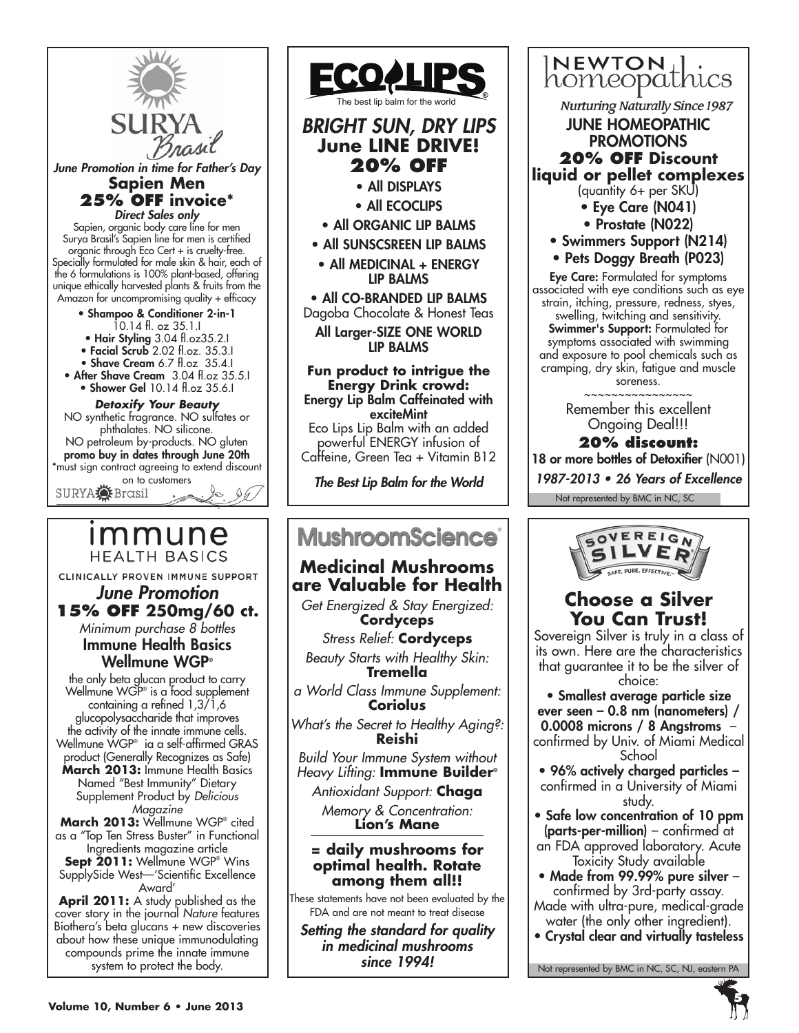# SURYA Brasil

*June Promotion in time for Father's Day*

**Sapien Men**

**25% OFF invoice***

*Direct Sales only*

Sapien, organic body care line for men Surya Brasil's Sapien line for men is certified organic through Eco Cert + is cruelty-free. Specially formulated for male skin & hair, each of the 6 formulations is 100% plant-based, offering unique ethically harvested plants & fruits from the Amazon for uncompromising quality + efficacy

- **Shampoo & Conditioner 2-in-1** 10.14 fl. oz 35.1.I
- **Hair Styling** 3.04 fl.oz35.2.I
- **Facial Scrub** 2.02 fl.oz. 35.3.I
- **Shave Cream** 6.7 fl.oz 35.4.I
- **After Shave Cream** 3.04 fl.oz 35.5.I
- **Shower Gel** 10.14 fl.oz 35.6.I

***Detoxify Your Beauty***

NO synthetic fragrance. NO sulfates or phthalates. NO silicone. NO petroleum by-products. NO gluten

**promo buy in dates through June 20th**

*must sign contract agreeing to extend discount on to customers

SURYA Brasil

# ECOLIPS

The best lip balm for the world

***BRIGHT SUN, DRY LIPS***

**June LINE DRIVE!**

**20% OFF**

- All DISPLAYS
- All ECOCLIPS
- All ORGANIC LIP BALMS
- All SUNSCSREEN LIP BALMS
- All MEDICINAL + ENERGY LIP BALMS
- All CO-BRANDED LIP BALMS

Dagoba Chocolate & Honest Teas

All Larger-SIZE ONE WORLD LIP BALMS

**Fun product to intrigue the Energy Drink crowd:**

**Energy Lip Balm Caffeinated with exciteMint**

Eco Lips Lip Balm with an added powerful ENERGY infusion of Caffeine, Green Tea + Vitamin B12

***The Best Lip Balm for the World***

# NEWTON homeopathics

*Nurturing Naturally Since 1987*

**JUNE HOMEOPATHIC PROMOTIONS**

**20% OFF Discount liquid or pellet complexes**

(quantity 6+ per SKU)

- Eye Care (N041)
- Prostate (N022)
- Swimmers Support (N214)
- Pets Doggy Breath (P023)

**Eye Care:** Formulated for symptoms associated with eye conditions such as eye strain, itching, pressure, redness, styes, swelling, twitching and sensitivity.

**Swimmer's Support:** Formulated for symptoms associated with swimming and exposure to pool chemicals such as cramping, dry skin, fatigue and muscle soreness.

~~~~~~~~~~~~~~~~

Remember this excellent Ongoing Deal!!!

**20% discount:**

18 or more bottles of Detoxifier (N001)

*1987-2013 • 26 Years of Excellence*

Not represented by BMC in NC, SC

# immune HEALTH BASICS

CLINICALLY PROVEN IMMUNE SUPPORT

*June Promotion*

**15% OFF 250mg/60 ct.**

*Minimum purchase 8 bottles*

**Immune Health Basics Wellmune WGP®**

the only beta glucan product to carry Wellmune WGP® is a food supplement containing a refined 1,3/1,6 glucopolysaccharide that improves the activity of the innate immune cells. Wellmune WGP® ia a self-affirmed GRAS product (Generally Recognizes as Safe)

**March 2013:** Immune Health Basics Named "Best Immunity" Dietary Supplement Product by *Delicious Magazine*

**March 2013:** Wellmune WGP® cited as a "Top Ten Stress Buster" in Functional Ingredients magazine article

**Sept 2011:** Wellmune WGP® Wins SupplySide West—'Scientific Excellence Award'

**April 2011:** A study published as the cover story in the journal *Nature* features Biothera's beta glucans + new discoveries about how these unique immunodulating compounds prime the innate immune system to protect the body.

# MushroomScience®

## Medicinal Mushrooms are Valuable for Health

*Get Energized & Stay Energized:* **Cordyceps**

*Stress Relief:* **Cordyceps**

*Beauty Starts with Healthy Skin:* **Tremella**

*a World Class Immune Supplement:* **Coriolus**

*What's the Secret to Healthy Aging?:* **Reishi**

*Build Your Immune System without Heavy Lifting:* **Immune Builder®**

*Antioxidant Support:* **Chaga**

*Memory & Concentration:* **Lion's Mane**

**= daily mushrooms for optimal health. Rotate among them all!!**

These statements have not been evaluated by the FDA and are not meant to treat disease

***Setting the standard for quality in medicinal mushrooms since 1994!***

# SOVEREIGN SILVER

SAFE. PURE. EFFECTIVE.

## Choose a Silver You Can Trust!

Sovereign Silver is truly in a class of its own. Here are the characteristics that guarantee it to be the silver of choice:

- **Smallest average particle size ever seen – 0.8 nm (nanometers) / 0.0008 microns / 8 Angstroms** – confirmed by Univ. of Miami Medical School
- **96% actively charged particles** – confirmed in a University of Miami study.
- **Safe low concentration of 10 ppm (parts-per-million)** – confirmed at an FDA approved laboratory. Acute Toxicity Study available
- **Made from 99.99% pure silver** – confirmed by 3rd-party assay. Made with ultra-pure, medical-grade water (the only other ingredient).
- **Crystal clear and virtually tasteless**

Not represented by BMC in NC, SC, NJ, eastern PA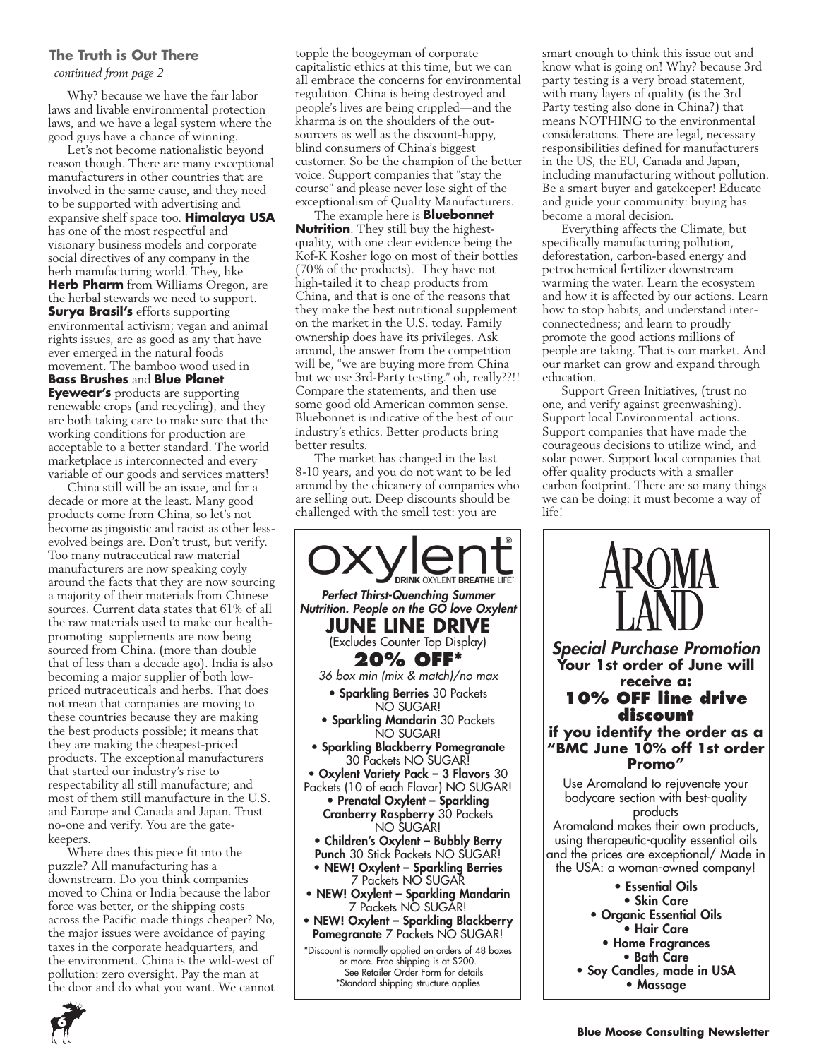### The Truth is Out There

*continued from page 2*

Why? because we have the fair labor laws and livable environmental protection laws, and we have a legal system where the good guys have a chance of winning.

Let's not become nationalistic beyond reason though. There are many exceptional manufacturers in other countries that are involved in the same cause, and they need to be supported with advertising and expansive shelf space too. **Himalaya USA** has one of the most respectful and visionary business models and corporate social directives of any company in the herb manufacturing world. They, like **Herb Pharm** from Williams Oregon, are the herbal stewards we need to support. **Surya Brasil's** efforts supporting environmental activism; vegan and animal rights issues, are as good as any that have ever emerged in the natural foods movement. The bamboo wood used in **Bass Brushes** and **Blue Planet Eyewear's** products are supporting renewable crops (and recycling), and they are both taking care to make sure that the working conditions for production are acceptable to a better standard. The world marketplace is interconnected and every variable of our goods and services matters!

China still will be an issue, and for a decade or more at the least. Many good products come from China, so let's not become as jingoistic and racist as other less-evolved beings are. Don't trust, but verify. Too many nutraceutical raw material manufacturers are now speaking coyly around the facts that they are now sourcing a majority of their materials from Chinese sources. Current data states that 61% of all the raw materials used to make our health-promoting supplements are now being sourced from China. (more than double that of less than a decade ago). India is also becoming a major supplier of both low-priced nutraceuticals and herbs. That does not mean that companies are moving to these countries because they are making the best products possible; it means that they are making the cheapest-priced products. The exceptional manufacturers that started our industry's rise to respectability all still manufacture; and most of them still manufacture in the U.S. and Europe and Canada and Japan. Trust no-one and verify. You are the gate-keepers.

Where does this piece fit into the puzzle? All manufacturing has a downstream. Do you think companies moved to China or India because the labor force was better, or the shipping costs across the Pacific made things cheaper? No, the major issues were avoidance of paying taxes in the corporate headquarters, and the environment. China is the wild-west of pollution: zero oversight. Pay the man at the door and do what you want. We cannot topple the boogeyman of corporate capitalistic ethics at this time, but we can all embrace the concerns for environmental regulation. China is being destroyed and people's lives are being crippled—and the kharma is on the shoulders of the out-sourcers as well as the discount-happy, blind consumers of China's biggest customer. So be the champion of the better voice. Support companies that "stay the course" and please never lose sight of the exceptionalism of Quality Manufacturers.

The example here is **Bluebonnet Nutrition**. They still buy the highest-quality, with one clear evidence being the Kof-K Kosher logo on most of their bottles (70% of the products). They have not high-tailed it to cheap products from China, and that is one of the reasons that they make the best nutritional supplement on the market in the U.S. today. Family ownership does have its privileges. Ask around, the answer from the competition will be, "we are buying more from China but we use 3rd-Party testing." oh, really??!! Compare the statements, and then use some good old American common sense. Bluebonnet is indicative of the best of our industry's ethics. Better products bring better results.

The market has changed in the last 8-10 years, and you do not want to be led around by the chicanery of companies who are selling out. Deep discounts should be challenged with the smell test: you are smart enough to think this issue out and know what is going on! Why? because 3rd party testing is a very broad statement, with many layers of quality (is the 3rd Party testing also done in China?) that means NOTHING to the environmental considerations. There are legal, necessary responsibilities defined for manufacturers in the US, the EU, Canada and Japan, including manufacturing without pollution. Be a smart buyer and gatekeeper! Educate and guide your community: buying has become a moral decision.

Everything affects the Climate, but specifically manufacturing pollution, deforestation, carbon-based energy and petrochemical fertilizer downstream warming the water. Learn the ecosystem and how it is affected by our actions. Learn how to stop habits, and understand inter-connectedness; and learn to proudly promote the good actions millions of people are taking. That is our market. And our market can grow and expand through education.

Support Green Initiatives, (trust no one, and verify against greenwashing). Support local Environmental actions. Support companies that have made the courageous decisions to utilize wind, and solar power. Support local companies that offer quality products with a smaller carbon footprint. There are so many things we can be doing: it must become a way of life!

---

**oxylent®** DRINK OXYLENT BREATHE LIFE™

*Perfect Thirst-Quenching Summer Nutrition. People on the GO love Oxylent*

**JUNE LINE DRIVE**

(Excludes Counter Top Display)

**20% OFF***

*36 box min (mix & match)/no max*

- **Sparkling Berries** 30 Packets NO SUGAR!
- **Sparkling Mandarin** 30 Packets NO SUGAR!
- **Sparkling Blackberry Pomegranate** 30 Packets NO SUGAR!
- **Oxylent Variety Pack – 3 Flavors** 30 Packets (10 of each Flavor) NO SUGAR!
- **Prenatal Oxylent – Sparkling Cranberry Raspberry** 30 Packets NO SUGAR!
- **Children's Oxylent – Bubbly Berry Punch** 30 Stick Packets NO SUGAR!
- **NEW! Oxylent – Sparkling Berries** 7 Packets NO SUGAR
- **NEW! Oxylent – Sparkling Mandarin** 7 Packets NO SUGAR!
- **NEW! Oxylent – Sparkling Blackberry Pomegranate** 7 Packets NO SUGAR!

\*Discount is normally applied on orders of 48 boxes or more. Free shipping is at $200. See Retailer Order Form for details
\*Standard shipping structure applies

---

**AROMA LAND**

*Special Purchase Promotion*

**Your 1st order of June will receive a:**

**10% OFF line drive discount**

**if you identify the order as a "BMC June 10% off 1st order Promo"**

Use Aromaland to rejuvenate your bodycare section with best-quality products

Aromaland makes their own products, using therapeutic-quality essential oils and the prices are exceptional/ Made in the USA: a woman-owned company!

- **Essential Oils**
- **Skin Care**
- **Organic Essential Oils**
- **Hair Care**
- **Home Fragrances**
- **Bath Care**
- **Soy Candles, made in USA**
- **Massage**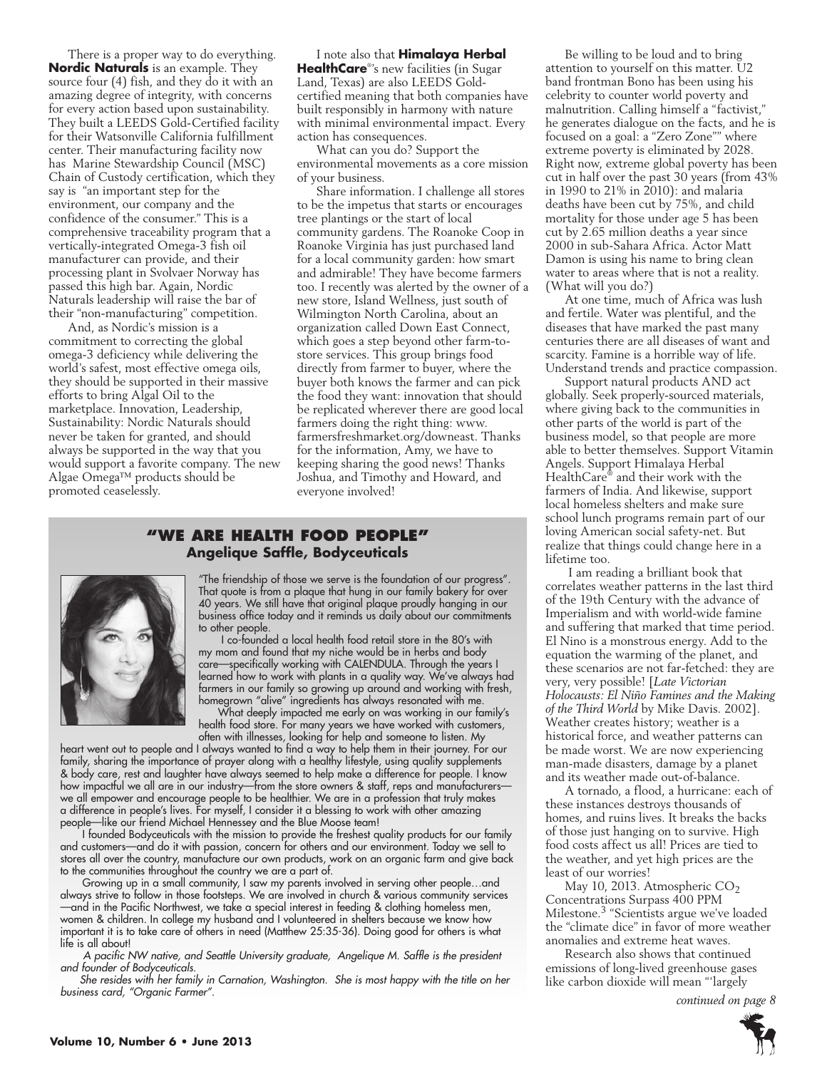There is a proper way to do everything. **Nordic Naturals** is an example. They source four (4) fish, and they do it with an amazing degree of integrity, with concerns for every action based upon sustainability. They built a LEEDS Gold-Certified facility for their Watsonville California fulfillment center. Their manufacturing facility now has Marine Stewardship Council (MSC) Chain of Custody certification, which they say is "an important step for the environment, our company and the confidence of the consumer." This is a comprehensive traceability program that a vertically-integrated Omega-3 fish oil manufacturer can provide, and their processing plant in Svolvaer Norway has passed this high bar. Again, Nordic Naturals leadership will raise the bar of their "non-manufacturing" competition.

And, as Nordic's mission is a commitment to correcting the global omega-3 deficiency while delivering the world's safest, most effective omega oils, they should be supported in their massive efforts to bring Algal Oil to the marketplace. Innovation, Leadership, Sustainability: Nordic Naturals should never be taken for granted, and should always be supported in the way that you would support a favorite company. The new Algae Omega™ products should be promoted ceaselessly.

I note also that **Himalaya Herbal HealthCare**®'s new facilities (in Sugar Land, Texas) are also LEEDS Gold-certified meaning that both companies have built responsibly in harmony with nature with minimal environmental impact. Every action has consequences.

What can you do? Support the environmental movements as a core mission of your business.

Share information. I challenge all stores to be the impetus that starts or encourages tree plantings or the start of local community gardens. The Roanoke Coop in Roanoke Virginia has just purchased land for a local community garden: how smart and admirable! They have become farmers too. I recently was alerted by the owner of a new store, Island Wellness, just south of Wilmington North Carolina, about an organization called Down East Connect, which goes a step beyond other farm-to-store services. This group brings food directly from farmer to buyer, where the buyer both knows the farmer and can pick the food they want: innovation that should be replicated wherever there are good local farmers doing the right thing: www.farmersfreshmarket.org/downeast. Thanks for the information, Amy, we have to keeping sharing the good news! Thanks Joshua, and Timothy and Howard, and everyone involved!

## "WE ARE HEALTH FOOD PEOPLE"

### Angelique Saffle, Bodyceuticals

"The friendship of those we serve is the foundation of our progress". That quote is from a plaque that hung in our family bakery for over 40 years. We still have that original plaque proudly hanging in our business office today and it reminds us daily about our commitments to other people.

I co-founded a local health food retail store in the 80's with my mom and found that my niche would be in herbs and body care—specifically working with CALENDULA. Through the years I learned how to work with plants in a quality way. We've always had farmers in our family so growing up around and working with fresh, homegrown "alive" ingredients has always resonated with me.

What deeply impacted me early on was working in our family's health food store. For many years we have worked with customers, often with illnesses, looking for help and someone to listen. My heart went out to people and I always wanted to find a way to help them in their journey. For our family, sharing the importance of prayer along with a healthy lifestyle, using quality supplements & body care, rest and laughter have always seemed to help make a difference for people. I know how impactful we all are in our industry—from the store owners & staff, reps and manufacturers—we all empower and encourage people to be healthier. We are in a profession that truly makes a difference in people's lives. For myself, I consider it a blessing to work with other amazing people—like our friend Michael Hennessey and the Blue Moose team!

I founded Bodyceuticals with the mission to provide the freshest quality products for our family and customers—and do it with passion, concern for others and our environment. Today we sell to stores all over the country, manufacture our own products, work on an organic farm and give back to the communities throughout the country we are a part of.

Growing up in a small community, I saw my parents involved in serving other people…and always strive to follow in those footsteps. We are involved in church & various community services—and in the Pacific Northwest, we take a special interest in feeding & clothing homeless men, women & children. In college my husband and I volunteered in shelters because we know how important it is to take care of others in need (Matthew 25:35-36). Doing good for others is what life is all about!

*A pacific NW native, and Seattle University graduate, Angelique M. Saffle is the president and founder of Bodyceuticals.*

*She resides with her family in Carnation, Washington. She is most happy with the title on her business card, "Organic Farmer".*

Be willing to be loud and to bring attention to yourself on this matter. U2 band frontman Bono has been using his celebrity to counter world poverty and malnutrition. Calling himself a "factivist," he generates dialogue on the facts, and he is focused on a goal: a "Zero Zone"" where extreme poverty is eliminated by 2028. Right now, extreme global poverty has been cut in half over the past 30 years (from 43% in 1990 to 21% in 2010): and malaria deaths have been cut by 75%, and child mortality for those under age 5 has been cut by 2.65 million deaths a year since 2000 in sub-Sahara Africa. Actor Matt Damon is using his name to bring clean water to areas where that is not a reality. (What will you do?)

At one time, much of Africa was lush and fertile. Water was plentiful, and the diseases that have marked the past many centuries there are all diseases of want and scarcity. Famine is a horrible way of life. Understand trends and practice compassion.

Support natural products AND act globally. Seek properly-sourced materials, where giving back to the communities in other parts of the world is part of the business model, so that people are more able to better themselves. Support Vitamin Angels. Support Himalaya Herbal HealthCare® and their work with the farmers of India. And likewise, support local homeless shelters and make sure school lunch programs remain part of our loving American social safety-net. But realize that things could change here in a lifetime too.

I am reading a brilliant book that correlates weather patterns in the last third of the 19th Century with the advance of Imperialism and with world-wide famine and suffering that marked that time period. El Nino is a monstrous energy. Add to the equation the warming of the planet, and these scenarios are not far-fetched: they are very, very possible! [*Late Victorian Holocausts: El Niño Famines and the Making of the Third World* by Mike Davis. 2002]. Weather creates history; weather is a historical force, and weather patterns can be made worst. We are now experiencing man-made disasters, damage by a planet and its weather made out-of-balance.

A tornado, a flood, a hurricane: each of these instances destroys thousands of homes, and ruins lives. It breaks the backs of those just hanging on to survive. High food costs affect us all! Prices are tied to the weather, and yet high prices are the least of our worries!

May 10, 2013. Atmospheric $CO_2$ Concentrations Surpass 400 PPM Milestone.[3] "Scientists argue we've loaded the "climate dice" in favor of more weather anomalies and extreme heat waves.

Research also shows that continued emissions of long-lived greenhouse gases like carbon dioxide will mean "'largely

*continued on page 8*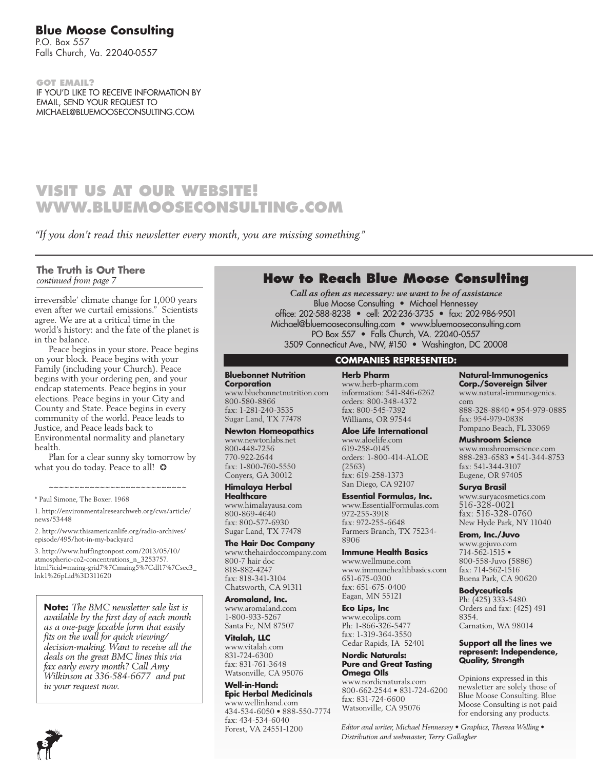## Blue Moose Consulting

P.O. Box 557
Falls Church, Va. 22040-0557

**GOT EMAIL?**
IF YOU'D LIKE TO RECEIVE INFORMATION BY EMAIL, SEND YOUR REQUEST TO MICHAEL@BLUEMOOSECONSULTING.COM

## VISIT US AT OUR WEBSITE! WWW.BLUEMOOSECONSULTING.COM

*"If you don't read this newsletter every month, you are missing something."*

### The Truth is Out There

*continued from page 7*

irreversible' climate change for 1,000 years even after we curtail emissions." Scientists agree. We are at a critical time in the world's history: and the fate of the planet is in the balance.

Peace begins in your store. Peace begins on your block. Peace begins with your Family (including your Church). Peace begins with your ordering pen, and your endcap statements. Peace begins in your elections. Peace begins in your City and County and State. Peace begins in every community of the world. Peace leads to Justice, and Peace leads back to Environmental normality and planetary health.

Plan for a clear sunny sky tomorrow by what you do today. Peace to all! ✪

~~~~~~~~~~~~~~~~~~~~~~~~~~~

* Paul Simone, The Boxer. 1968

1. http://environmentalresearchweb.org/cws/article/news/53448

2. http://www.thisamericanlife.org/radio-archives/episode/495/hot-in-my-backyard

3. http://www.huffingtonpost.com/2013/05/10/atmospheric-co2-concentrations_n_3253757.html?icid=maing-grid7%7Cmaing5%7Cdl17%7Csec3_lnk1%26pLid%3D311620

**Note:** *The BMC newsletter sale list is available by the first day of each month as a one-page faxable form that easily fits on the wall for quick viewing/decision-making. Want to receive all the deals on the great BMC lines this via fax early every month? Call Amy Wilkinson at 336-584-6677 and put in your request now.*

## How to Reach Blue Moose Consulting

***Call as often as necessary: we want to be of assistance***
Blue Moose Consulting • Michael Hennessey
office: 202-588-8238 • cell: 202-236-3735 • fax: 202-986-9501
Michael@bluemooseconsulting.com • www.bluemooseconsulting.com
PO Box 557 • Falls Church, VA. 22040-0557
3509 Connecticut Ave., NW, #150 • Washington, DC 20008

### COMPANIES REPRESENTED:

**Bluebonnet Nutrition Corporation**
www.bluebonnetnutrition.com
800-580-8866
fax: 1-281-240-3535
Sugar Land, TX 77478

**Newton Homeopathics**
www.newtonlabs.net
800-448-7256
770-922-2644
fax: 1-800-760-5550
Conyers, GA 30012

**Himalaya Herbal Healthcare**
www.himalayausa.com
800-869-4640
fax: 800-577-6930
Sugar Land, TX 77478

**The Hair Doc Company**
www.thehairdoccompany.com
800-7 hair doc
818-882-4247
fax: 818-341-3104
Chatsworth, CA 91311

**Aromaland, Inc.**
www.aromaland.com
1-800-933-5267
Santa Fe, NM 87507

**Vitalah, LLC**
www.vitalah.com
831-724-6300
fax: 831-761-3648
Watsonville, CA 95076

**Well-in-Hand: Epic Herbal Medicinals**
www.wellinhand.com
434-534-6050 • 888-550-7774
fax: 434-534-6040
Forest, VA 24551-1200

**Herb Pharm**
www.herb-pharm.com
information: 541-846-6262
orders: 800-348-4372
fax: 800-545-7392
Williams, OR 97544

**Aloe Life International**
www.aloelife.com
619-258-0145
orders: 1-800-414-ALOE (2563)
fax: 619-258-1373
San Diego, CA 92107

**Essential Formulas, Inc.**
www.EssentialFormulas.com
972-255-3918
fax: 972-255-6648
Farmers Branch, TX 75234-8906

**Immune Health Basics**
www.wellmune.com
www.immunehealthbasics.com
651-675-0300
fax: 651-675-0400
Eagan, MN 55121

**Eco Lips, Inc**
www.ecolips.com
Ph: 1-866-326-5477
fax: 1-319-364-3550
Cedar Rapids, IA 52401

**Nordic Naturals: Pure and Great Tasting Omega OIls**
www.nordicnaturals.com
800-662-2544 • 831-724-6200
fax: 831-724-6600
Watsonville, CA 95076

**Natural-Immunogenics Corp./Sovereign Silver**
www.natural-immunogenics.com
888-328-8840 • 954-979-0885
fax: 954-979-0838
Pompano Beach, FL 33069

**Mushroom Science**
www.mushroomscience.com
888-283-6583 • 541-344-8753
fax: 541-344-3107
Eugene, OR 97405

**Surya Brasil**
www.suryacosmetics.com
516-328-0021
fax: 516-328-0760
New Hyde Park, NY 11040

**Erom, Inc./Juvo**
www.gojuvo.com
714-562-1515 •
800-558-Juvo (5886)
fax: 714-562-1516
Buena Park, CA 90620

**Bodyceuticals**
Ph: (425) 333-5480.
Orders and fax: (425) 491 8354.
Carnation, WA 98014

**Support all the lines we represent: Independence, Quality, Strength**

Opinions expressed in this newsletter are solely those of Blue Moose Consulting. Blue Moose Consulting is not paid for endorsing any products.

*Editor and writer, Michael Hennessey • Graphics, Theresa Welling • Distribution and webmaster, Terry Gallagher*